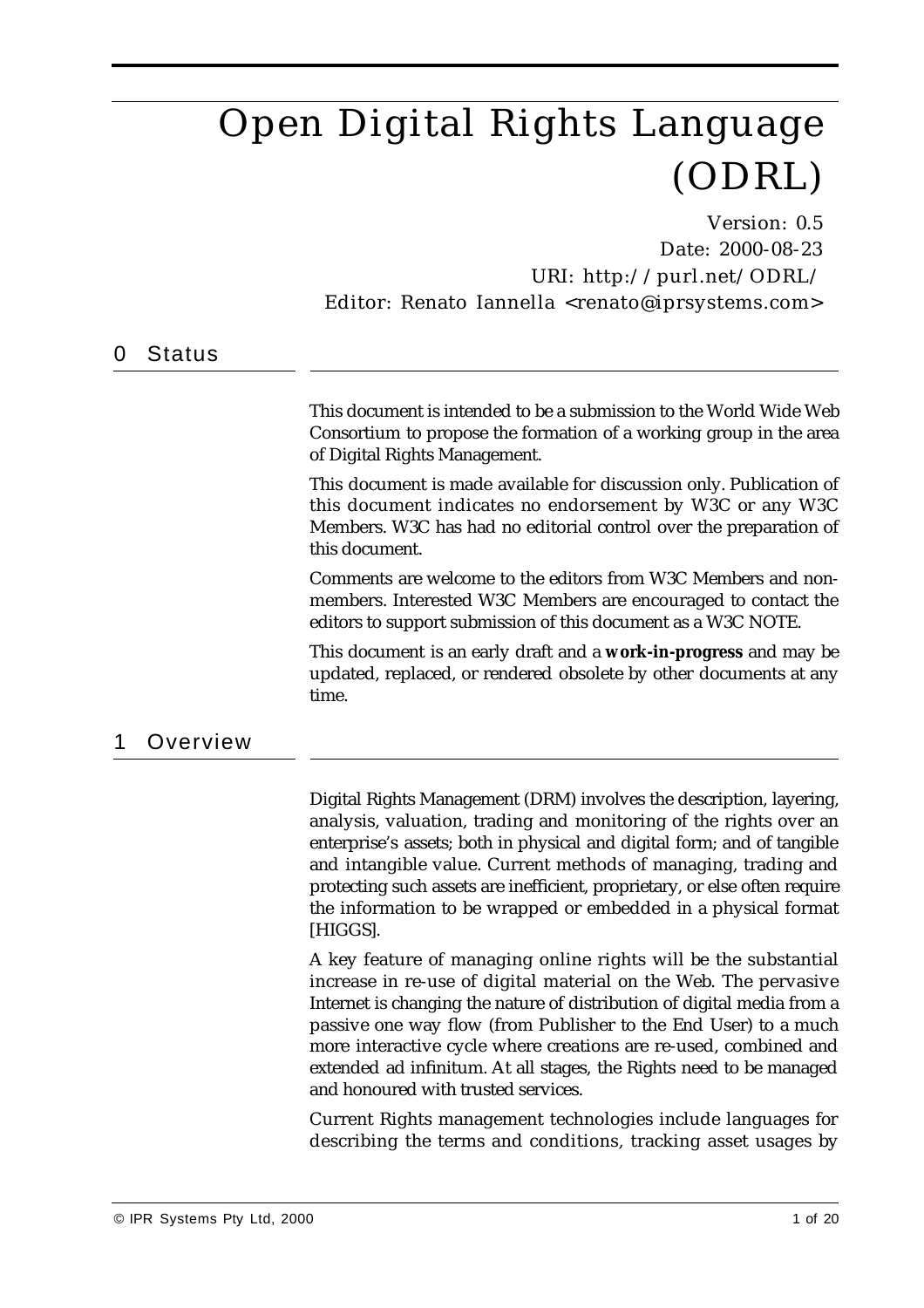# Open Digital Rights Language (ODRL)

Version: 0.5
Date: 2000-08-23
URI: http://purl.net/ODRL/
Editor: Renato Iannella <renato@iprsystems.com>

## 0 Status

This document is intended to be a submission to the World Wide Web Consortium to propose the formation of a working group in the area of Digital Rights Management.

This document is made available for discussion only. Publication of this document indicates no endorsement by W3C or any W3C Members. W3C has had no editorial control over the preparation of this document.

Comments are welcome to the editors from W3C Members and non-members. Interested W3C Members are encouraged to contact the editors to support submission of this document as a W3C NOTE.

This document is an early draft and a **work-in-progress** and may be updated, replaced, or rendered obsolete by other documents at any time.

## 1 Overview

Digital Rights Management (DRM) involves the description, layering, analysis, valuation, trading and monitoring of the rights over an enterprise's assets; both in physical and digital form; and of tangible and intangible value. Current methods of managing, trading and protecting such assets are inefficient, proprietary, or else often require the information to be wrapped or embedded in a physical format [HIGGS].

A key feature of managing online rights will be the substantial increase in re-use of digital material on the Web. The pervasive Internet is changing the nature of distribution of digital media from a passive one way flow (from Publisher to the End User) to a much more interactive cycle where creations are re-used, combined and extended ad infinitum. At all stages, the Rights need to be managed and honoured with trusted services.

Current Rights management technologies include languages for describing the terms and conditions, tracking asset usages by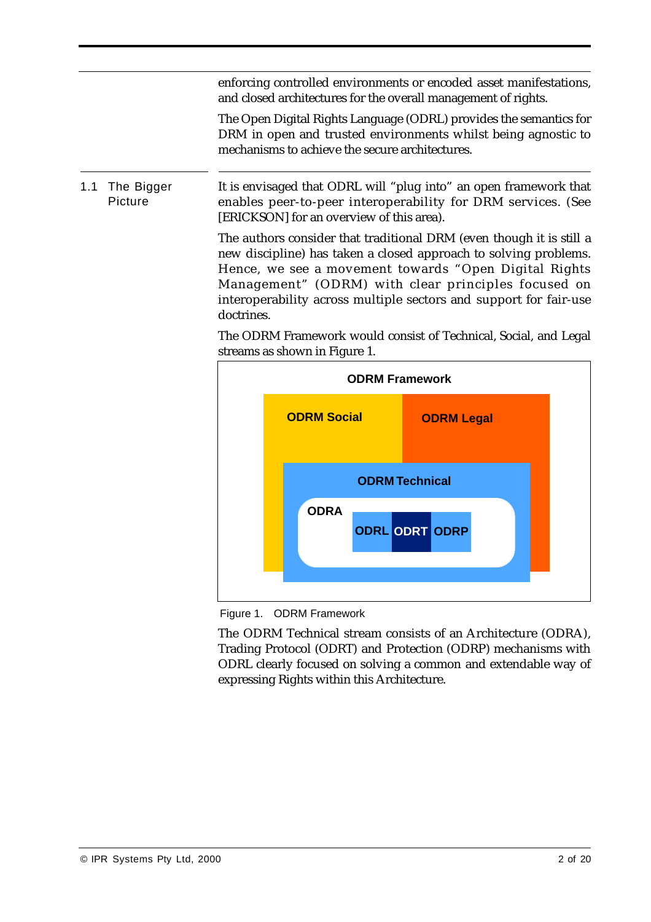enforcing controlled environments or encoded asset manifestations, and closed architectures for the overall management of rights.

The Open Digital Rights Language (ODRL) provides the semantics for DRM in open and trusted environments whilst being agnostic to mechanisms to achieve the secure architectures.

## 1.1 The Bigger Picture

It is envisaged that ODRL will "plug into" an open framework that enables peer-to-peer interoperability for DRM services. (See [ERICKSON] for an overview of this area).

The authors consider that traditional DRM (even though it is still a new discipline) has taken a closed approach to solving problems. Hence, we see a movement towards "Open Digital Rights Management" (ODRM) with clear principles focused on interoperability across multiple sectors and support for fair-use doctrines.

The ODRM Framework would consist of Technical, Social, and Legal streams as shown in Figure 1.

ODRM Framework

ODRM Social | ODRM Legal

ODRM Technical

ODRA: ODRL | ODRT | ODRP

Figure 1. ODRM Framework

The ODRM Technical stream consists of an Architecture (ODRA), Trading Protocol (ODRT) and Protection (ODRP) mechanisms with ODRL clearly focused on solving a common and extendable way of expressing Rights within this Architecture.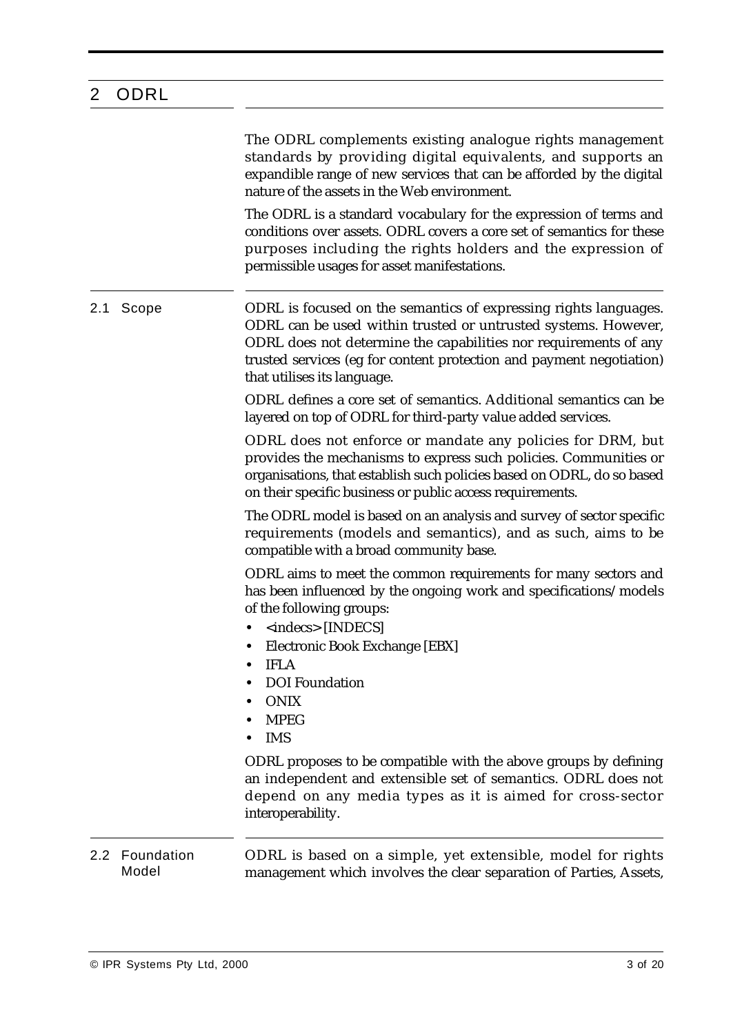# 2 ODRL

The ODRL complements existing analogue rights management standards by providing digital equivalents, and supports an expandible range of new services that can be afforded by the digital nature of the assets in the Web environment.

The ODRL is a standard vocabulary for the expression of terms and conditions over assets. ODRL covers a core set of semantics for these purposes including the rights holders and the expression of permissible usages for asset manifestations.

## 2.1 Scope

ODRL is focused on the semantics of expressing rights languages. ODRL can be used within trusted or untrusted systems. However, ODRL does not determine the capabilities nor requirements of any trusted services (eg for content protection and payment negotiation) that utilises its language.

ODRL defines a core set of semantics. Additional semantics can be layered on top of ODRL for third-party value added services.

ODRL does not enforce or mandate any policies for DRM, but provides the mechanisms to express such policies. Communities or organisations, that establish such policies based on ODRL, do so based on their specific business or public access requirements.

The ODRL model is based on an analysis and survey of sector specific requirements (models and semantics), and as such, aims to be compatible with a broad community base.

ODRL aims to meet the common requirements for many sectors and has been influenced by the ongoing work and specifications/models of the following groups:

- <indecs> [INDECS]
- Electronic Book Exchange [EBX]
- IFLA
- DOI Foundation
- ONIX
- MPEG
- IMS

ODRL proposes to be compatible with the above groups by defining an independent and extensible set of semantics. ODRL does not depend on any media types as it is aimed for cross-sector interoperability.

## 2.2 Foundation Model

ODRL is based on a simple, yet extensible, model for rights management which involves the clear separation of Parties, Assets,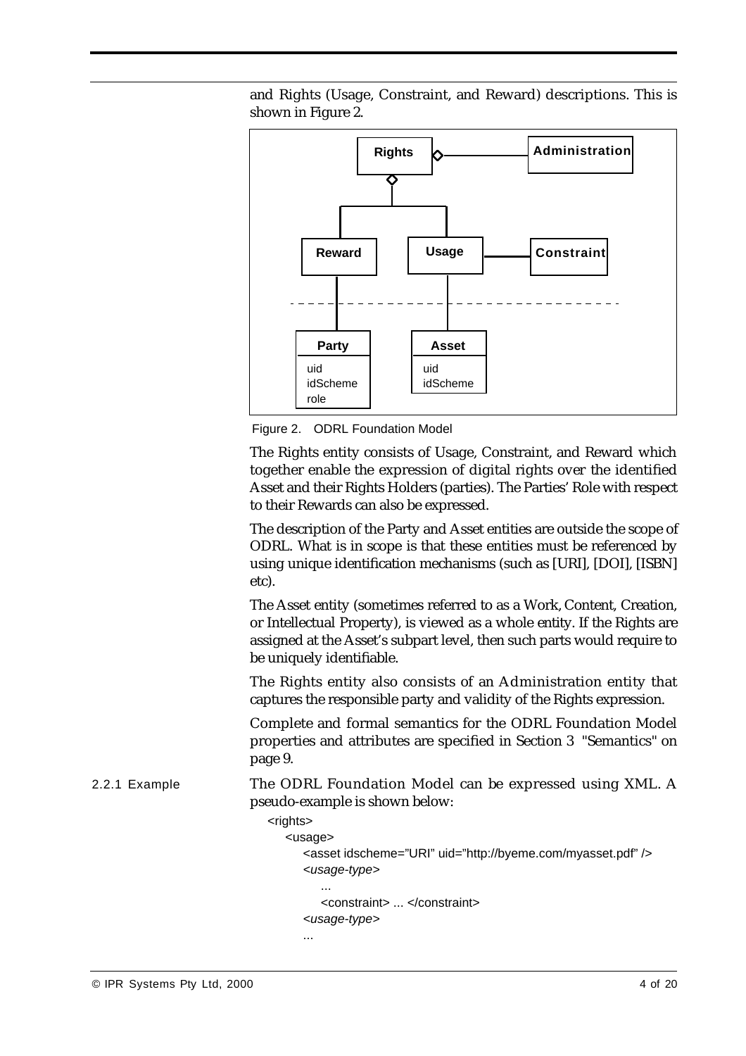and Rights (Usage, Constraint, and Reward) descriptions. This is shown in Figure 2.

Figure 2. ODRL Foundation Model

The Rights entity consists of Usage, Constraint, and Reward which together enable the expression of digital rights over the identified Asset and their Rights Holders (parties). The Parties' Role with respect to their Rewards can also be expressed.

The description of the Party and Asset entities are outside the scope of ODRL. What is in scope is that these entities must be referenced by using unique identification mechanisms (such as [URI], [DOI], [ISBN] etc).

The Asset entity (sometimes referred to as a Work, Content, Creation, or Intellectual Property), is viewed as a whole entity. If the Rights are assigned at the Asset's subpart level, then such parts would require to be uniquely identifiable.

The Rights entity also consists of an Administration entity that captures the responsible party and validity of the Rights expression.

Complete and formal semantics for the ODRL Foundation Model properties and attributes are specified in Section 3 "Semantics" on page 9.

### 2.2.1 Example

The ODRL Foundation Model can be expressed using XML. A pseudo-example is shown below:

```
<rights>
   <usage>
      <asset idscheme="URI" uid="http://byeme.com/myasset.pdf" />
      <usage-type>
         ...
         <constraint> ... </constraint>
      <usage-type>
      ...
```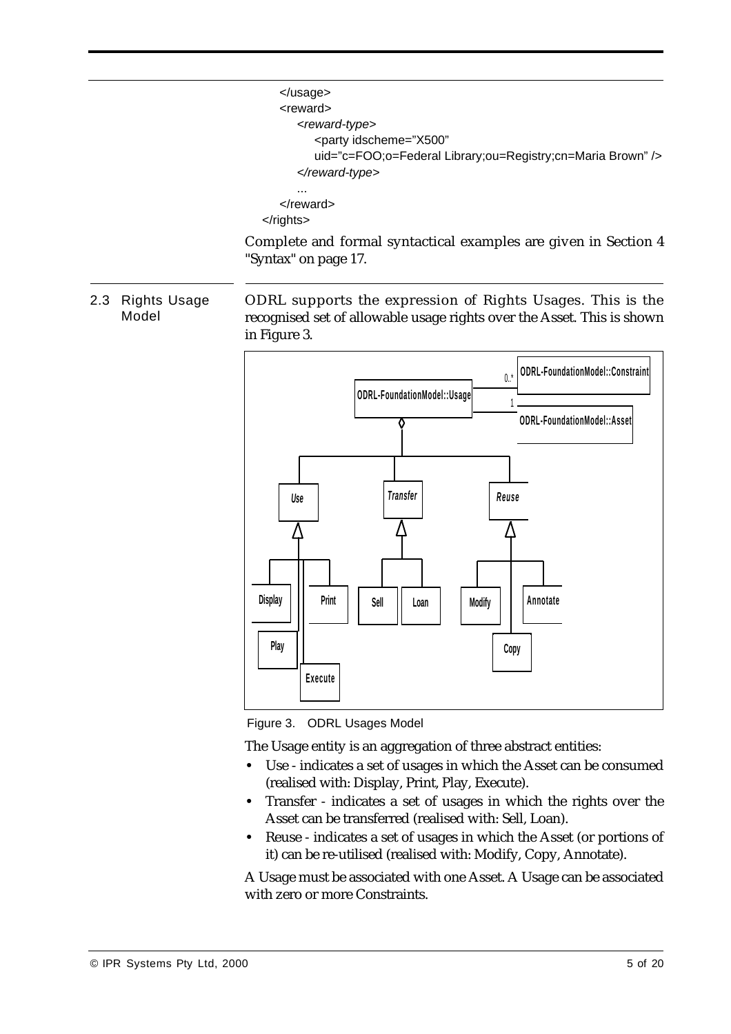```
    </usage>
    <reward>
        <reward-type>
            <party idscheme="X500"
            uid="c=FOO;o=Federal Library;ou=Registry;cn=Maria Brown" />
        </reward-type>
        ...
    </reward>
</rights>
```

Complete and formal syntactical examples are given in Section 4 "Syntax" on page 17.

## 2.3 Rights Usage Model

ODRL supports the expression of Rights Usages. This is the recognised set of allowable usage rights over the Asset. This is shown in Figure 3.

Figure 3. ODRL Usages Model

The Usage entity is an aggregation of three abstract entities:

- Use - indicates a set of usages in which the Asset can be consumed (realised with: Display, Print, Play, Execute).
- Transfer - indicates a set of usages in which the rights over the Asset can be transferred (realised with: Sell, Loan).
- Reuse - indicates a set of usages in which the Asset (or portions of it) can be re-utilised (realised with: Modify, Copy, Annotate).

A Usage must be associated with one Asset. A Usage can be associated with zero or more Constraints.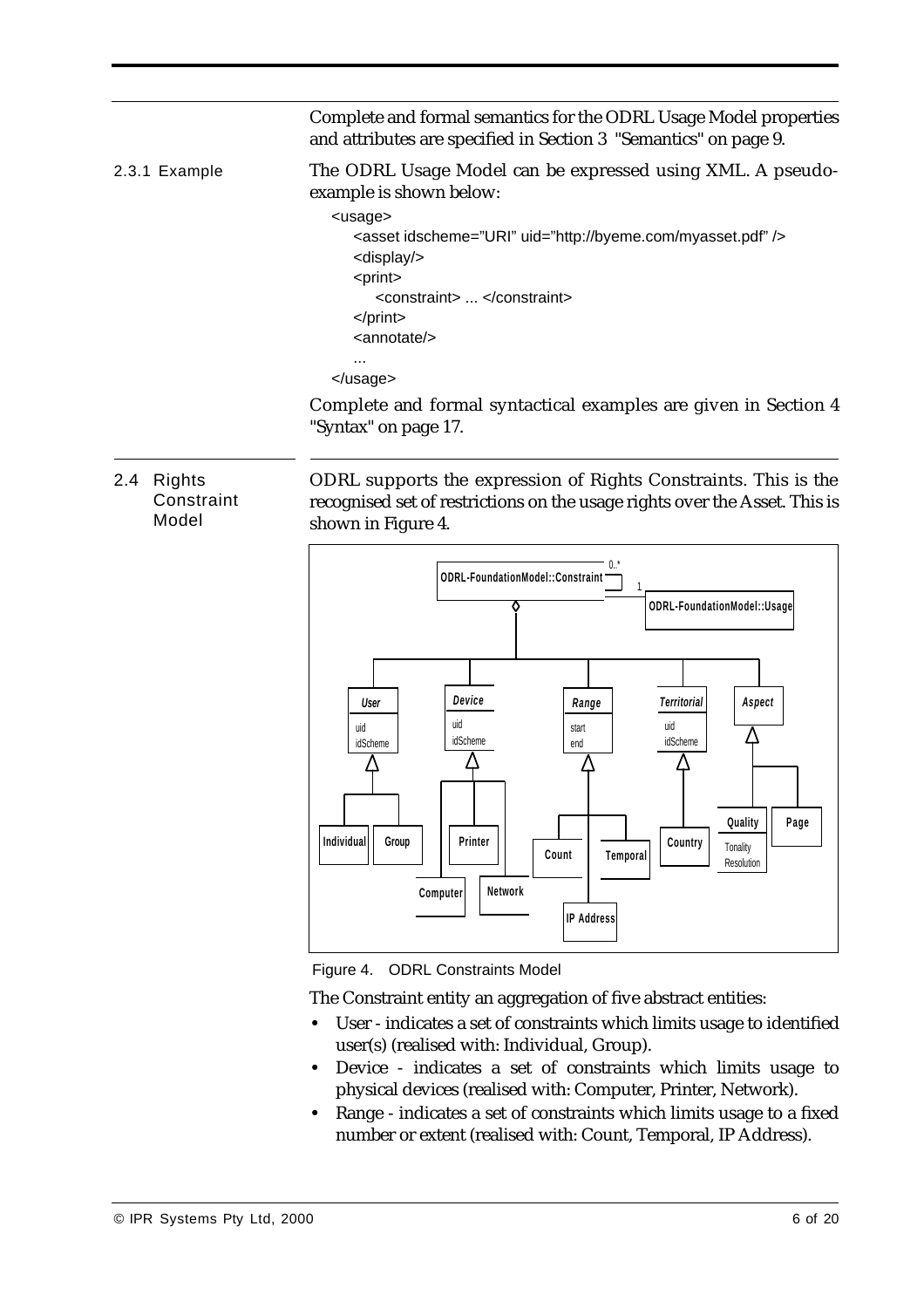Complete and formal semantics for the ODRL Usage Model properties and attributes are specified in Section 3 "Semantics" on page 9.

### 2.3.1 Example

The ODRL Usage Model can be expressed using XML. A pseudo-example is shown below:

```
<usage>
    <asset idscheme="URI" uid="http://byeme.com/myasset.pdf" />
    <display/>
    <print>
        <constraint> ... </constraint>
    </print>
    <annotate/>
    ...
</usage>
```

Complete and formal syntactical examples are given in Section 4 "Syntax" on page 17.

## 2.4 Rights Constraint Model

ODRL supports the expression of Rights Constraints. This is the recognised set of restrictions on the usage rights over the Asset. This is shown in Figure 4.

Figure 4. ODRL Constraints Model

The Constraint entity an aggregation of five abstract entities:

- User - indicates a set of constraints which limits usage to identified user(s) (realised with: Individual, Group).
- Device - indicates a set of constraints which limits usage to physical devices (realised with: Computer, Printer, Network).
- Range - indicates a set of constraints which limits usage to a fixed number or extent (realised with: Count, Temporal, IP Address).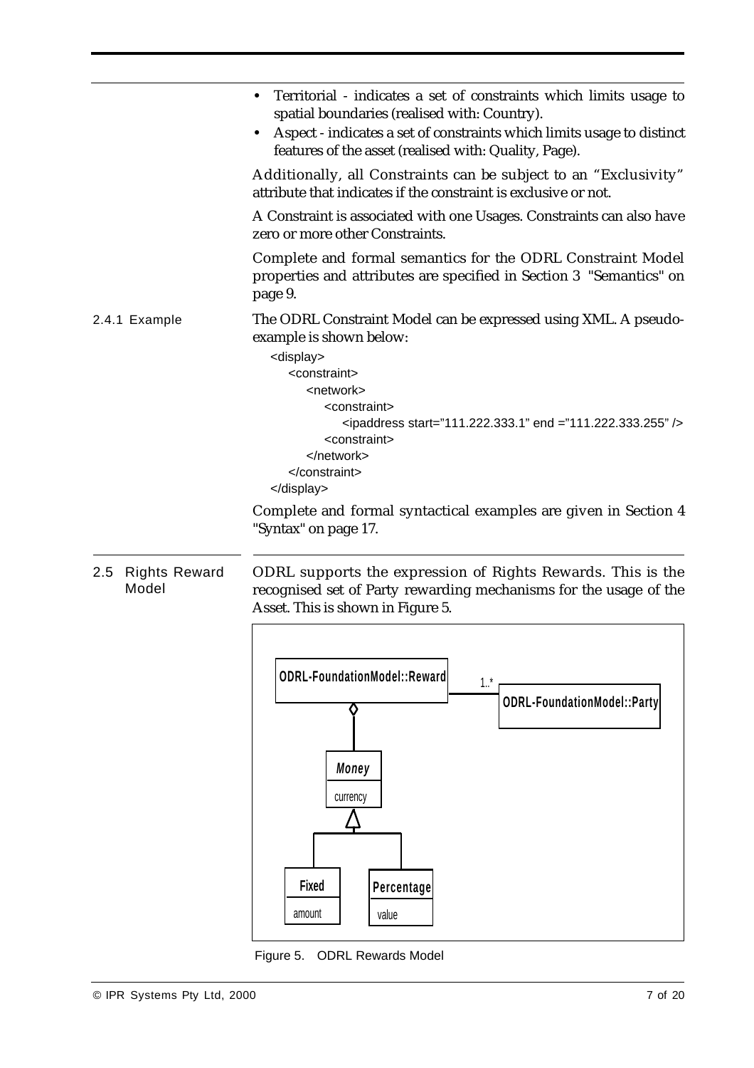- Territorial - indicates a set of constraints which limits usage to spatial boundaries (realised with: Country).
- Aspect - indicates a set of constraints which limits usage to distinct features of the asset (realised with: Quality, Page).

Additionally, all Constraints can be subject to an "Exclusivity" attribute that indicates if the constraint is exclusive or not.

A Constraint is associated with one Usages. Constraints can also have zero or more other Constraints.

Complete and formal semantics for the ODRL Constraint Model properties and attributes are specified in Section 3 "Semantics" on page 9.

### 2.4.1 Example

The ODRL Constraint Model can be expressed using XML. A pseudo-example is shown below:

```
<display>
    <constraint>
        <network>
            <constraint>
                <ipaddress start="111.222.333.1" end ="111.222.333.255" />
            <constraint>
        </network>
    </constraint>
</display>
```

Complete and formal syntactical examples are given in Section 4 "Syntax" on page 17.

## 2.5 Rights Reward Model

ODRL supports the expression of Rights Rewards. This is the recognised set of Party rewarding mechanisms for the usage of the Asset. This is shown in Figure 5.

Figure 5. ODRL Rewards Model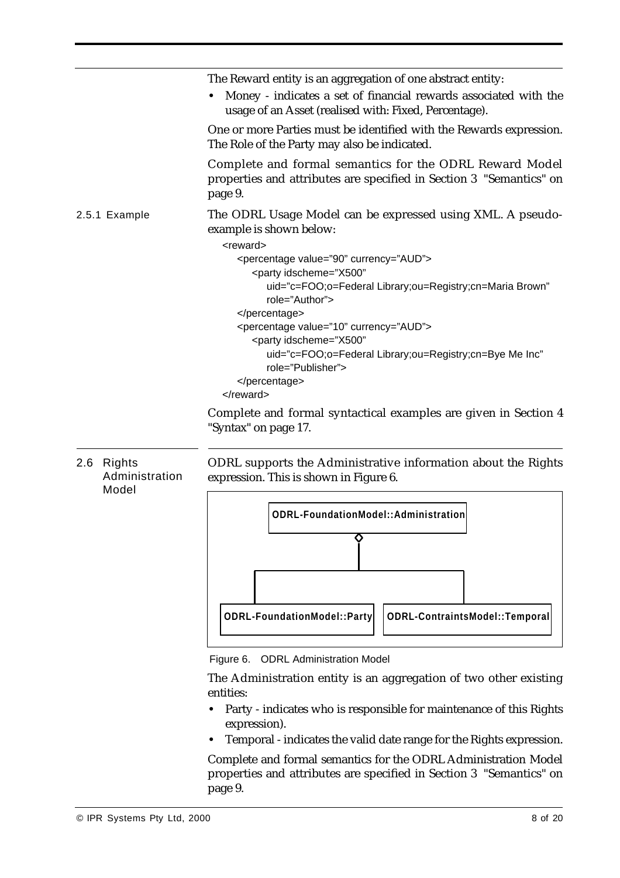The Reward entity is an aggregation of one abstract entity:

- Money - indicates a set of financial rewards associated with the usage of an Asset (realised with: Fixed, Percentage).

One or more Parties must be identified with the Rewards expression. The Role of the Party may also be indicated.

Complete and formal semantics for the ODRL Reward Model properties and attributes are specified in Section 3 "Semantics" on page 9.

### 2.5.1 Example

The ODRL Usage Model can be expressed using XML. A pseudo-example is shown below:

```
<reward>
    <percentage value="90" currency="AUD">
        <party idscheme="X500"
            uid="c=FOO;o=Federal Library;ou=Registry;cn=Maria Brown"
            role="Author">
    </percentage>
    <percentage value="10" currency="AUD">
        <party idscheme="X500"
            uid="c=FOO;o=Federal Library;ou=Registry;cn=Bye Me Inc"
            role="Publisher">
    </percentage>
</reward>
```

Complete and formal syntactical examples are given in Section 4 "Syntax" on page 17.

## 2.6 Rights Administration Model

ODRL supports the Administrative information about the Rights expression. This is shown in Figure 6.

ODRL-FoundationModel::Administration

ODRL-FoundationModel::Party | ODRL-ContraintsModel::Temporal

Figure 6. ODRL Administration Model

The Administration entity is an aggregation of two other existing entities:

- Party - indicates who is responsible for maintenance of this Rights expression).
- Temporal - indicates the valid date range for the Rights expression.

Complete and formal semantics for the ODRL Administration Model properties and attributes are specified in Section 3 "Semantics" on page 9.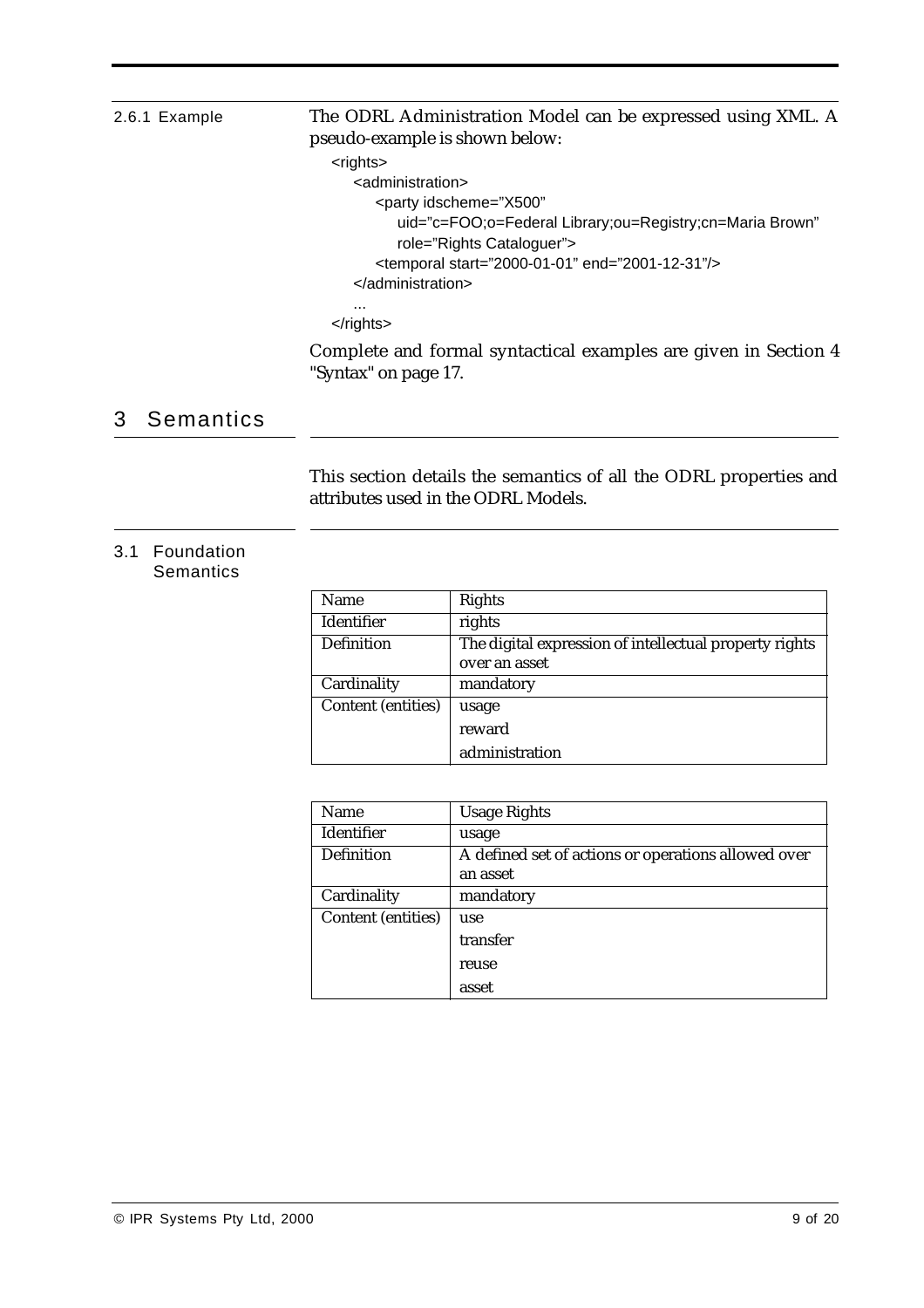#### 2.6.1 Example

The ODRL Administration Model can be expressed using XML. A pseudo-example is shown below:

```
<rights>
    <administration>
        <party idscheme="X500"
            uid="c=FOO;o=Federal Library;ou=Registry;cn=Maria Brown"
            role="Rights Cataloguer">
        <temporal start="2000-01-01" end="2001-12-31"/>
    </administration>
    ...
</rights>
```

Complete and formal syntactical examples are given in Section 4 "Syntax" on page 17.

# 3 Semantics

This section details the semantics of all the ODRL properties and attributes used in the ODRL Models.

## 3.1 Foundation Semantics

| Name | Rights |
|---|---|
| Identifier | rights |
| Definition | The digital expression of intellectual property rights over an asset |
| Cardinality | mandatory |
| Content (entities) | usage<br>reward<br>administration |

| Name | Usage Rights |
|---|---|
| Identifier | usage |
| Definition | A defined set of actions or operations allowed over an asset |
| Cardinality | mandatory |
| Content (entities) | use<br>transfer<br>reuse<br>asset |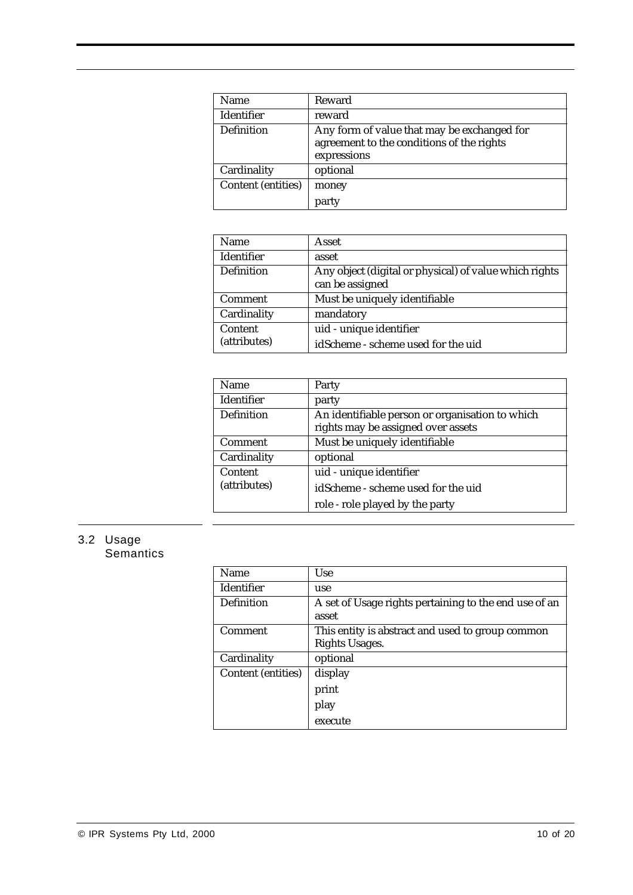| Name | Reward |
|---|---|
| Identifier | reward |
| Definition | Any form of value that may be exchanged for agreement to the conditions of the rights expressions |
| Cardinality | optional |
| Content (entities) | money |
| | party |

| Name | Asset |
|---|---|
| Identifier | asset |
| Definition | Any object (digital or physical) of value which rights can be assigned |
| Comment | Must be uniquely identifiable |
| Cardinality | mandatory |
| Content (attributes) | uid - unique identifier |
| | idScheme - scheme used for the uid |

| Name | Party |
|---|---|
| Identifier | party |
| Definition | An identifiable person or organisation to which rights may be assigned over assets |
| Comment | Must be uniquely identifiable |
| Cardinality | optional |
| Content (attributes) | uid - unique identifier |
| | idScheme - scheme used for the uid |
| | role - role played by the party |

## 3.2 Usage Semantics

| Name | Use |
|---|---|
| Identifier | use |
| Definition | A set of Usage rights pertaining to the end use of an asset |
| Comment | This entity is abstract and used to group common Rights Usages. |
| Cardinality | optional |
| Content (entities) | display |
| | print |
| | play |
| | execute |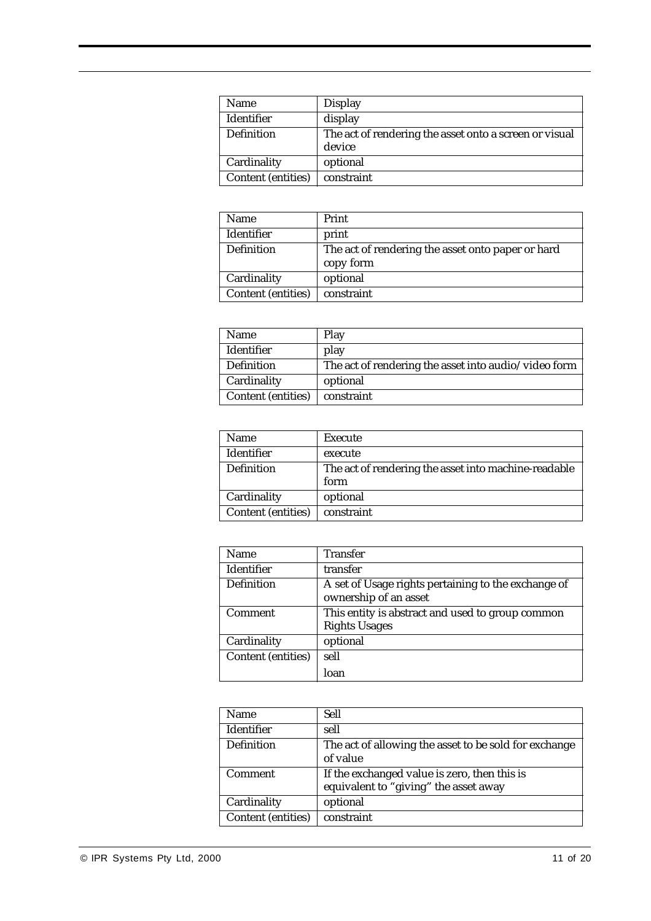| Name | Display |
|---|---|
| Identifier | display |
| Definition | The act of rendering the asset onto a screen or visual device |
| Cardinality | optional |
| Content (entities) | constraint |

| Name | Print |
|---|---|
| Identifier | print |
| Definition | The act of rendering the asset onto paper or hard copy form |
| Cardinality | optional |
| Content (entities) | constraint |

| Name | Play |
|---|---|
| Identifier | play |
| Definition | The act of rendering the asset into audio/video form |
| Cardinality | optional |
| Content (entities) | constraint |

| Name | Execute |
|---|---|
| Identifier | execute |
| Definition | The act of rendering the asset into machine-readable form |
| Cardinality | optional |
| Content (entities) | constraint |

| Name | Transfer |
|---|---|
| Identifier | transfer |
| Definition | A set of Usage rights pertaining to the exchange of ownership of an asset |
| Comment | This entity is abstract and used to group common Rights Usages |
| Cardinality | optional |
| Content (entities) | sell<br>loan |

| Name | Sell |
|---|---|
| Identifier | sell |
| Definition | The act of allowing the asset to be sold for exchange of value |
| Comment | If the exchanged value is zero, then this is equivalent to "giving" the asset away |
| Cardinality | optional |
| Content (entities) | constraint |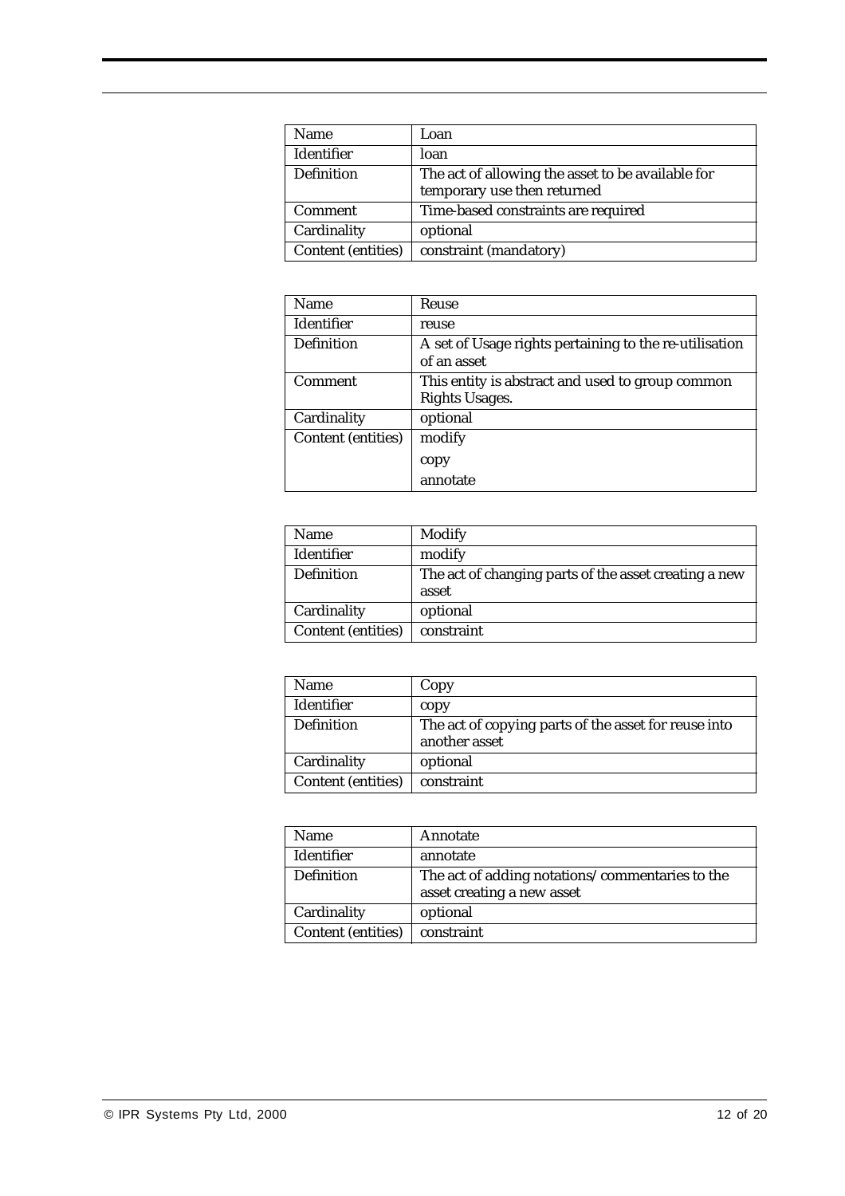| Name | Loan |
| --- | --- |
| Identifier | loan |
| Definition | The act of allowing the asset to be available for temporary use then returned |
| Comment | Time-based constraints are required |
| Cardinality | optional |
| Content (entities) | constraint (mandatory) |

| Name | Reuse |
| --- | --- |
| Identifier | reuse |
| Definition | A set of Usage rights pertaining to the re-utilisation of an asset |
| Comment | This entity is abstract and used to group common Rights Usages. |
| Cardinality | optional |
| Content (entities) | modify<br>copy<br>annotate |

| Name | Modify |
| --- | --- |
| Identifier | modify |
| Definition | The act of changing parts of the asset creating a new asset |
| Cardinality | optional |
| Content (entities) | constraint |

| Name | Copy |
| --- | --- |
| Identifier | copy |
| Definition | The act of copying parts of the asset for reuse into another asset |
| Cardinality | optional |
| Content (entities) | constraint |

| Name | Annotate |
| --- | --- |
| Identifier | annotate |
| Definition | The act of adding notations/commentaries to the asset creating a new asset |
| Cardinality | optional |
| Content (entities) | constraint |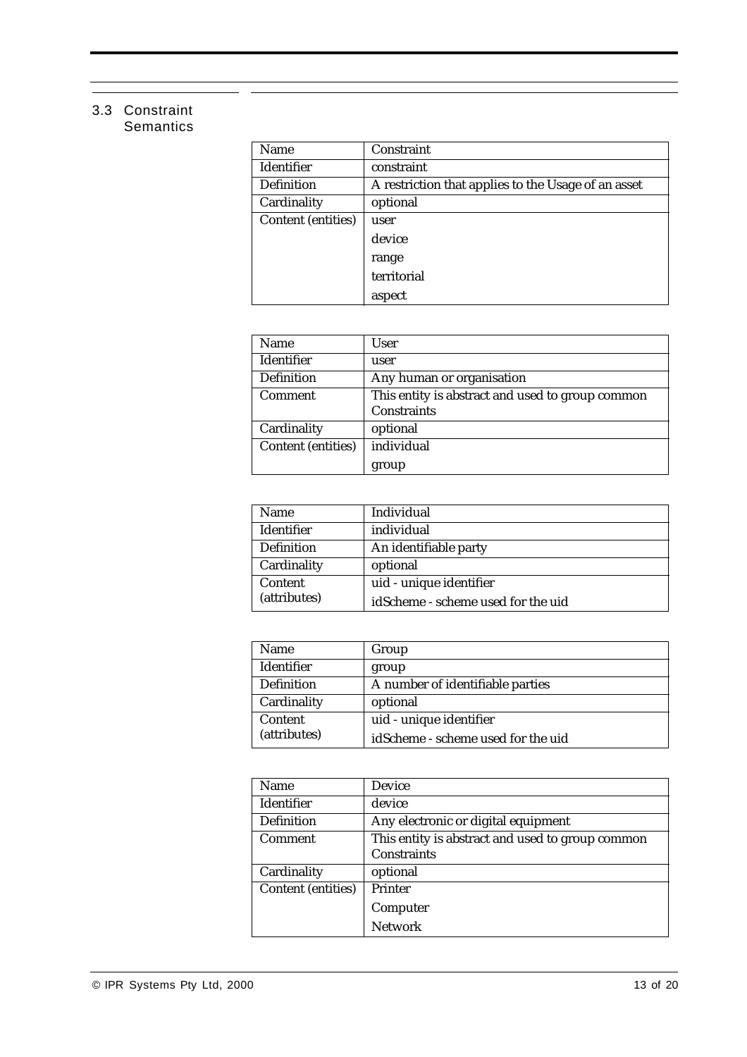## 3.3 Constraint Semantics

| Name | Constraint |
|---|---|
| Identifier | constraint |
| Definition | A restriction that applies to the Usage of an asset |
| Cardinality | optional |
| Content (entities) | user<br>device<br>range<br>territorial<br>aspect |

| Name | User |
|---|---|
| Identifier | user |
| Definition | Any human or organisation |
| Comment | This entity is abstract and used to group common Constraints |
| Cardinality | optional |
| Content (entities) | individual<br>group |

| Name | Individual |
|---|---|
| Identifier | individual |
| Definition | An identifiable party |
| Cardinality | optional |
| Content (attributes) | uid - unique identifier<br>idScheme - scheme used for the uid |

| Name | Group |
|---|---|
| Identifier | group |
| Definition | A number of identifiable parties |
| Cardinality | optional |
| Content (attributes) | uid - unique identifier<br>idScheme - scheme used for the uid |

| Name | Device |
|---|---|
| Identifier | device |
| Definition | Any electronic or digital equipment |
| Comment | This entity is abstract and used to group common Constraints |
| Cardinality | optional |
| Content (entities) | Printer<br>Computer<br>Network |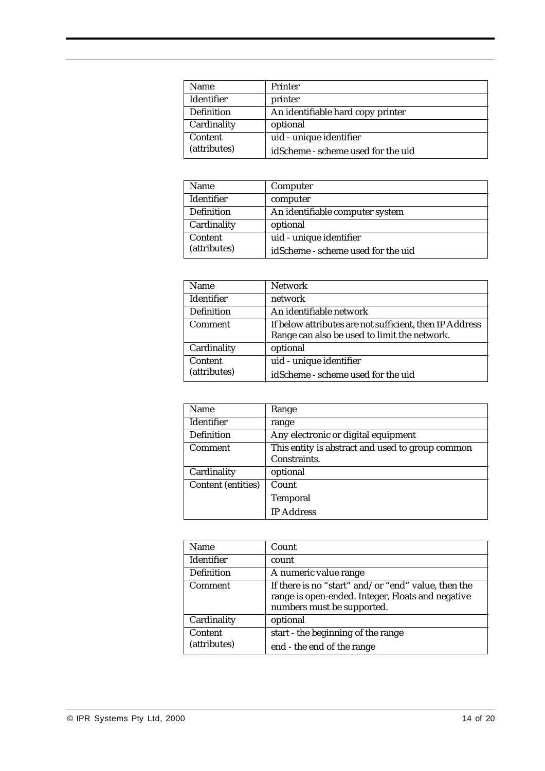| Name | Printer |
|---|---|
| Identifier | printer |
| Definition | An identifiable hard copy printer |
| Cardinality | optional |
| Content (attributes) | uid - unique identifier<br>idScheme - scheme used for the uid |

| Name | Computer |
|---|---|
| Identifier | computer |
| Definition | An identifiable computer system |
| Cardinality | optional |
| Content (attributes) | uid - unique identifier<br>idScheme - scheme used for the uid |

| Name | Network |
|---|---|
| Identifier | network |
| Definition | An identifiable network |
| Comment | If below attributes are not sufficient, then IP Address Range can also be used to limit the network. |
| Cardinality | optional |
| Content (attributes) | uid - unique identifier<br>idScheme - scheme used for the uid |

| Name | Range |
|---|---|
| Identifier | range |
| Definition | Any electronic or digital equipment |
| Comment | This entity is abstract and used to group common Constraints. |
| Cardinality | optional |
| Content (entities) | Count<br>Temporal<br>IP Address |

| Name | Count |
|---|---|
| Identifier | count |
| Definition | A numeric value range |
| Comment | If there is no "start" and/or "end" value, then the range is open-ended. Integer, Floats and negative numbers must be supported. |
| Cardinality | optional |
| Content (attributes) | start - the beginning of the range<br>end - the end of the range |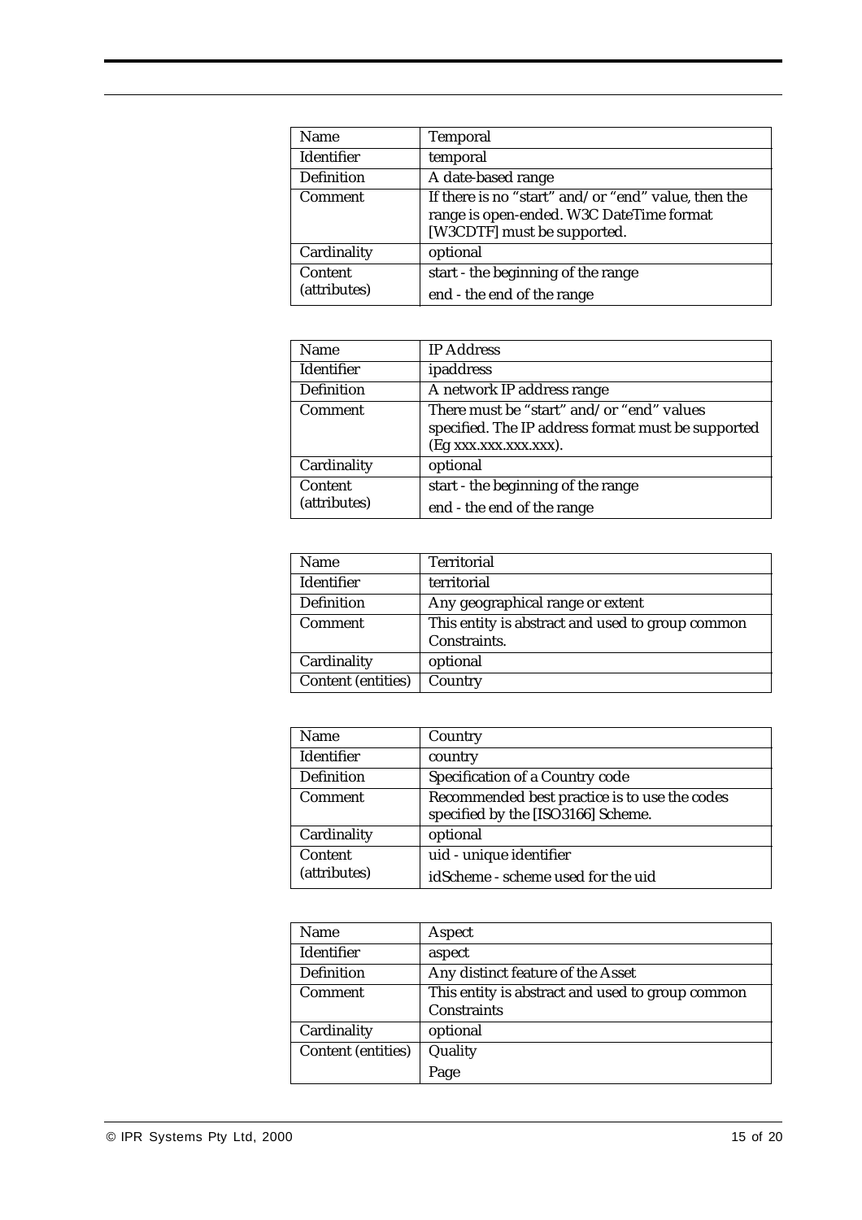| Name | Temporal |
|---|---|
| Identifier | temporal |
| Definition | A date-based range |
| Comment | If there is no "start" and/or "end" value, then the range is open-ended. W3C DateTime format [W3CDTF] must be supported. |
| Cardinality | optional |
| Content (attributes) | start - the beginning of the range<br>end - the end of the range |

| Name | IP Address |
|---|---|
| Identifier | ipaddress |
| Definition | A network IP address range |
| Comment | There must be "start" and/or "end" values specified. The IP address format must be supported (Eg xxx.xxx.xxx.xxx). |
| Cardinality | optional |
| Content (attributes) | start - the beginning of the range<br>end - the end of the range |

| Name | Territorial |
|---|---|
| Identifier | territorial |
| Definition | Any geographical range or extent |
| Comment | This entity is abstract and used to group common Constraints. |
| Cardinality | optional |
| Content (entities) | Country |

| Name | Country |
|---|---|
| Identifier | country |
| Definition | Specification of a Country code |
| Comment | Recommended best practice is to use the codes specified by the [ISO3166] Scheme. |
| Cardinality | optional |
| Content (attributes) | uid - unique identifier<br>idScheme - scheme used for the uid |

| Name | Aspect |
|---|---|
| Identifier | aspect |
| Definition | Any distinct feature of the Asset |
| Comment | This entity is abstract and used to group common Constraints |
| Cardinality | optional |
| Content (entities) | Quality<br>Page |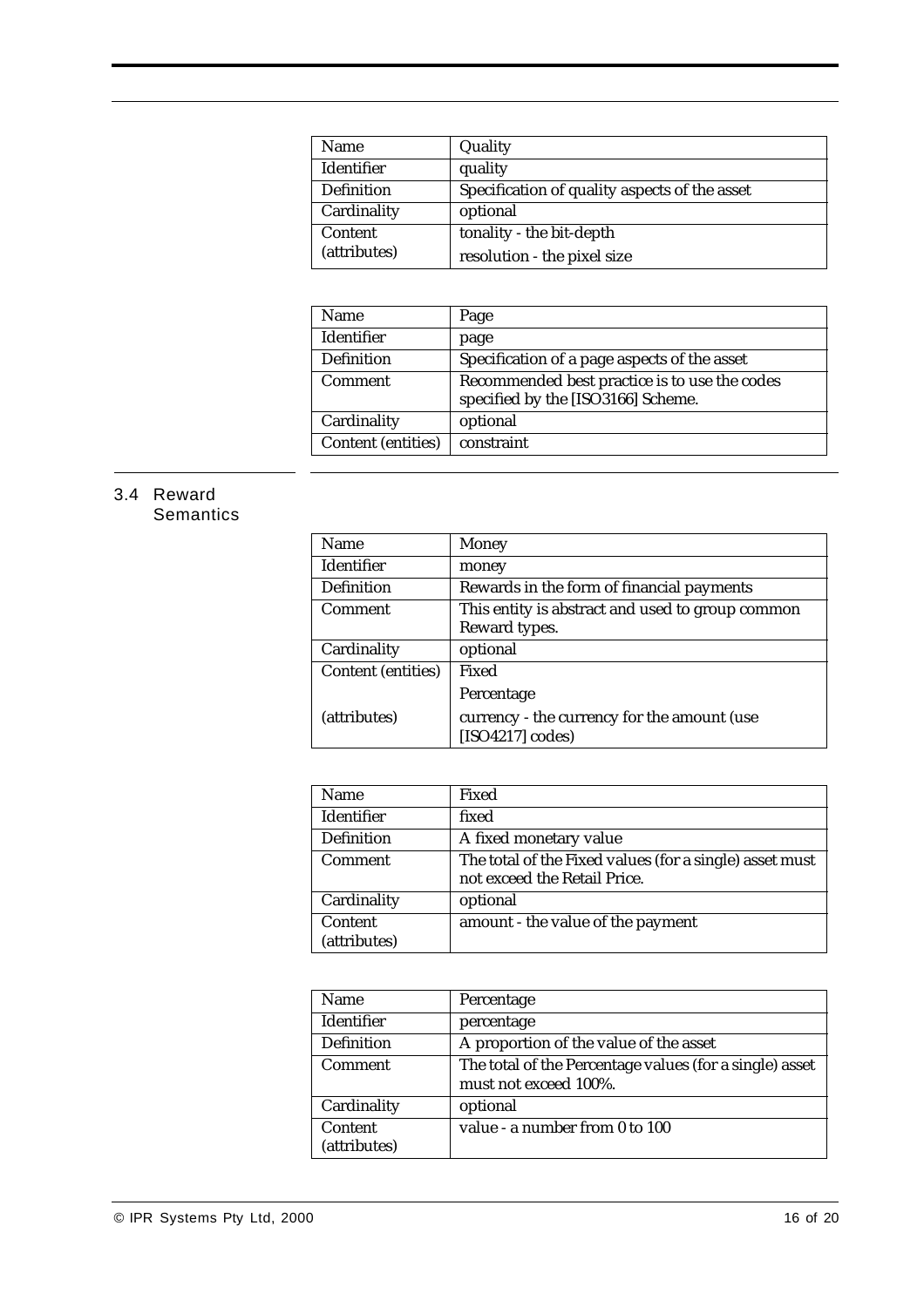| Name | Quality |
|---|---|
| Identifier | quality |
| Definition | Specification of quality aspects of the asset |
| Cardinality | optional |
| Content (attributes) | tonality - the bit-depth<br>resolution - the pixel size |

| Name | Page |
|---|---|
| Identifier | page |
| Definition | Specification of a page aspects of the asset |
| Comment | Recommended best practice is to use the codes specified by the [ISO3166] Scheme. |
| Cardinality | optional |
| Content (entities) | constraint |

## 3.4 Reward Semantics

| Name | Money |
|---|---|
| Identifier | money |
| Definition | Rewards in the form of financial payments |
| Comment | This entity is abstract and used to group common Reward types. |
| Cardinality | optional |
| Content (entities) | Fixed<br>Percentage |
| (attributes) | currency - the currency for the amount (use [ISO4217] codes) |

| Name | Fixed |
|---|---|
| Identifier | fixed |
| Definition | A fixed monetary value |
| Comment | The total of the Fixed values (for a single) asset must not exceed the Retail Price. |
| Cardinality | optional |
| Content (attributes) | amount - the value of the payment |

| Name | Percentage |
|---|---|
| Identifier | percentage |
| Definition | A proportion of the value of the asset |
| Comment | The total of the Percentage values (for a single) asset must not exceed 100%. |
| Cardinality | optional |
| Content (attributes) | value - a number from 0 to 100 |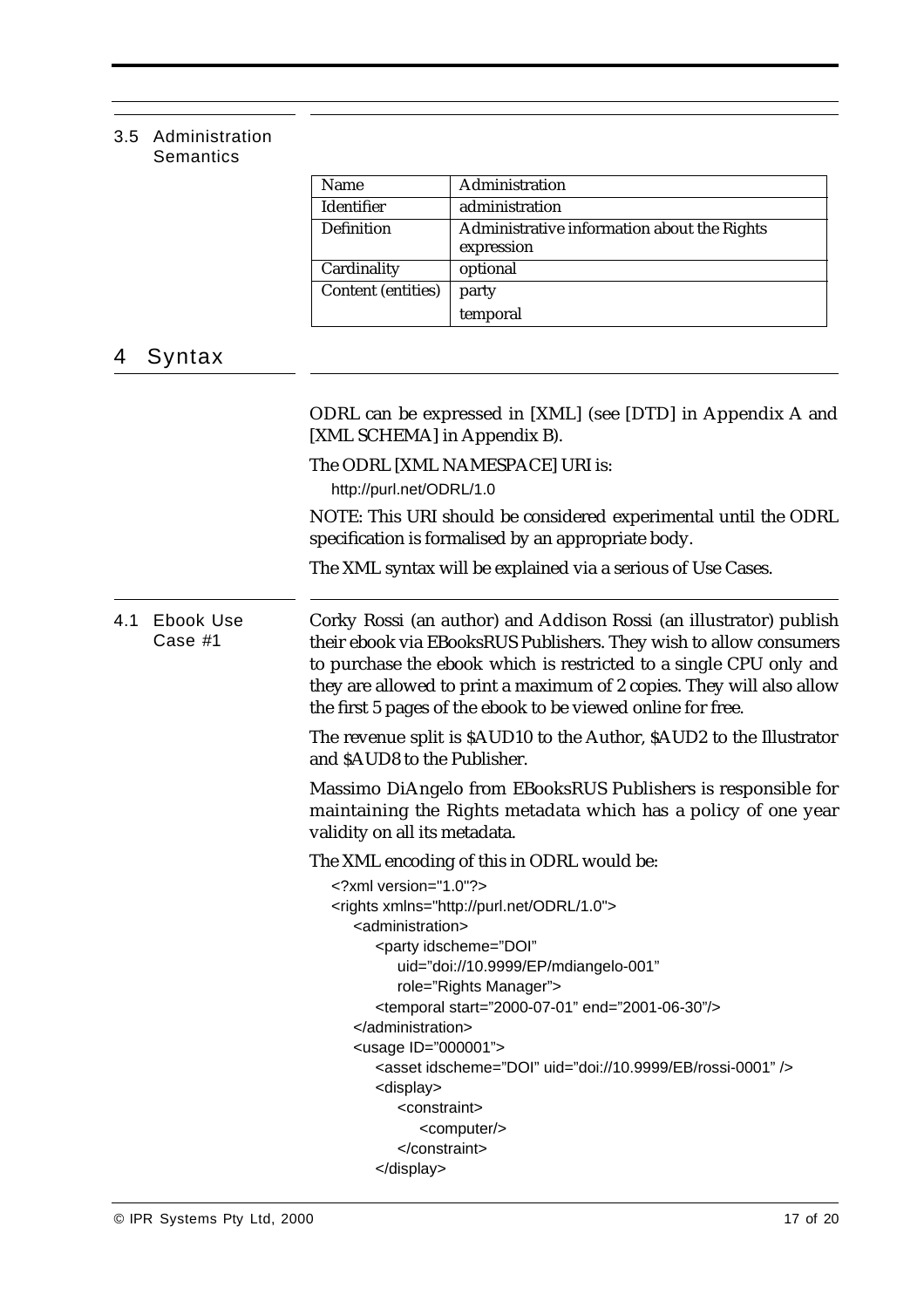### 3.5 Administration Semantics

| Name | Administration |
|---|---|
| Identifier | administration |
| Definition | Administrative information about the Rights expression |
| Cardinality | optional |
| Content (entities) | party<br>temporal |

# 4 Syntax

ODRL can be expressed in [XML] (see [DTD] in Appendix A and [XML SCHEMA] in Appendix B).

The ODRL [XML NAMESPACE] URI is:

http://purl.net/ODRL/1.0

NOTE: This URI should be considered experimental until the ODRL specification is formalised by an appropriate body.

The XML syntax will be explained via a serious of Use Cases.

## 4.1 Ebook Use Case #1

Corky Rossi (an author) and Addison Rossi (an illustrator) publish their ebook via EBooksRUS Publishers. They wish to allow consumers to purchase the ebook which is restricted to a single CPU only and they are allowed to print a maximum of 2 copies. They will also allow the first 5 pages of the ebook to be viewed online for free.

The revenue split is $AUD10 to the Author, $AUD2 to the Illustrator and $AUD8 to the Publisher.

Massimo DiAngelo from EBooksRUS Publishers is responsible for maintaining the Rights metadata which has a policy of one year validity on all its metadata.

The XML encoding of this in ODRL would be:

```
<?xml version="1.0"?>
<rights xmlns="http://purl.net/ODRL/1.0">
    <administration>
        <party idscheme="DOI"
            uid="doi://10.9999/EP/mdiangelo-001"
            role="Rights Manager">
        <temporal start="2000-07-01" end="2001-06-30"/>
    </administration>
    <usage ID="000001">
        <asset idscheme="DOI" uid="doi://10.9999/EB/rossi-0001" />
        <display>
            <constraint>
                <computer/>
            </constraint>
        </display>
```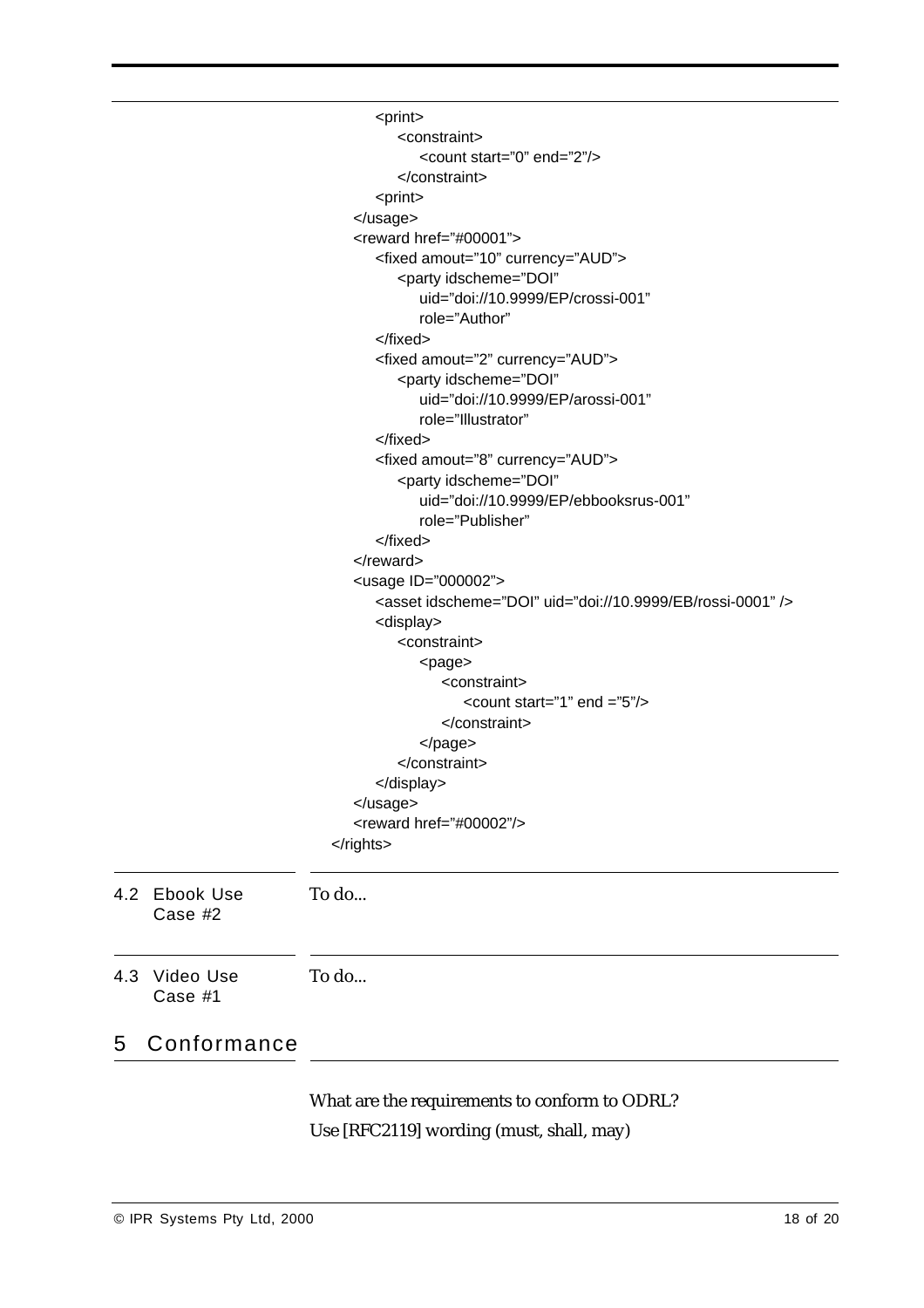```
        <print>
            <constraint>
                <count start="0" end="2"/>
            </constraint>
        <print>
    </usage>
    <reward href="#00001">
        <fixed amout="10" currency="AUD">
            <party idscheme="DOI"
                uid="doi://10.9999/EP/crossi-001"
                role="Author"
        </fixed>
        <fixed amout="2" currency="AUD">
            <party idscheme="DOI"
                uid="doi://10.9999/EP/arossi-001"
                role="Illustrator"
        </fixed>
        <fixed amout="8" currency="AUD">
            <party idscheme="DOI"
                uid="doi://10.9999/EP/ebbooksrus-001"
                role="Publisher"
        </fixed>
    </reward>
    <usage ID="000002">
        <asset idscheme="DOI" uid="doi://10.9999/EB/rossi-0001" />
        <display>
            <constraint>
                <page>
                    <constraint>
                        <count start="1" end ="5"/>
                    </constraint>
                </page>
            </constraint>
        </display>
    </usage>
    <reward href="#00002"/>
</rights>
```

### 4.2 Ebook Use Case #2

To do...

### 4.3 Video Use Case #1

To do...

## 5 Conformance

What are the requirements to conform to ODRL?

Use [RFC2119] wording (must, shall, may)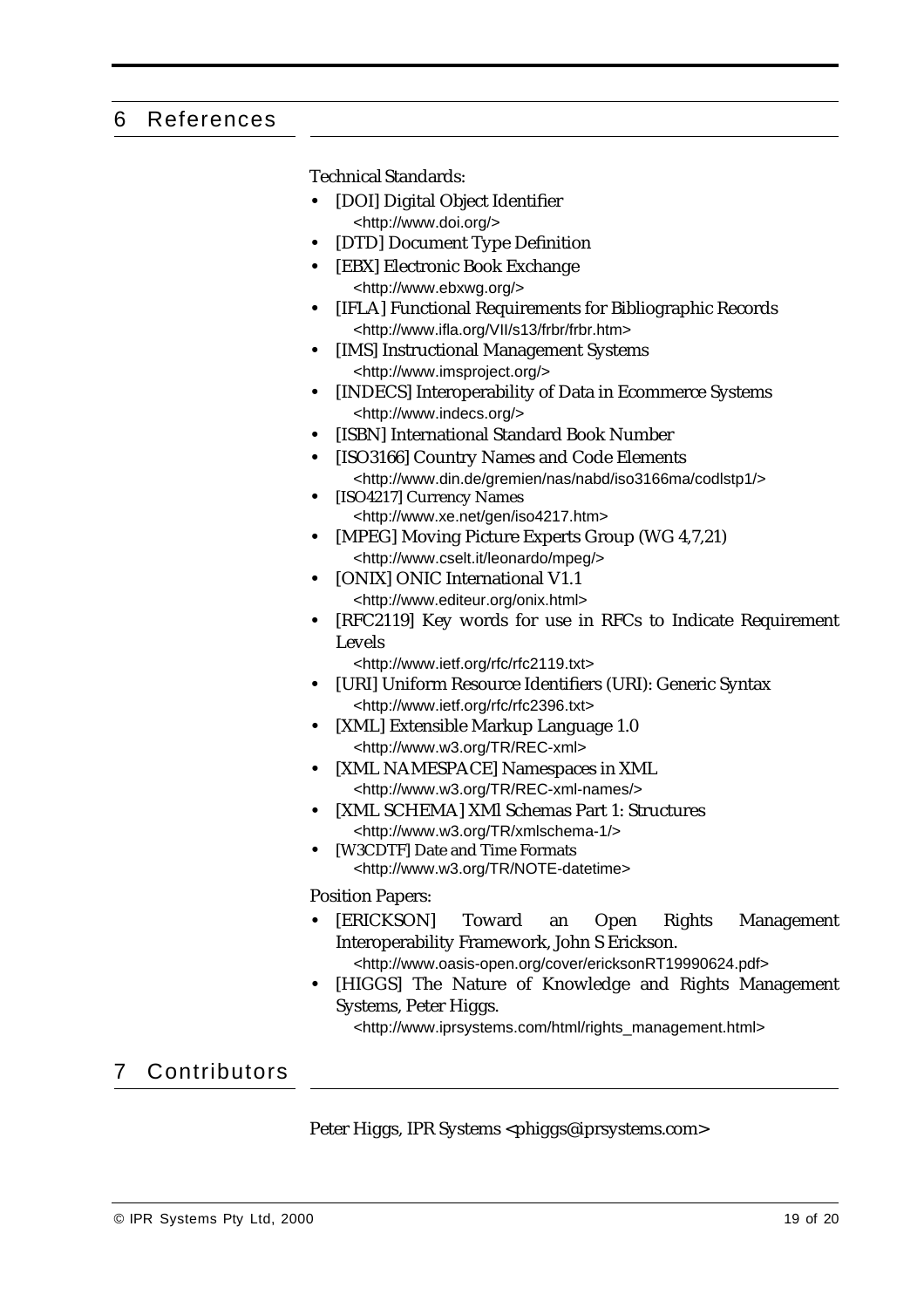# 6 References

Technical Standards:

- [DOI] Digital Object Identifier
  <http://www.doi.org/>
- [DTD] Document Type Definition
- [EBX] Electronic Book Exchange
  <http://www.ebxwg.org/>
- [IFLA] Functional Requirements for Bibliographic Records
  <http://www.ifla.org/VII/s13/frbr/frbr.htm>
- [IMS] Instructional Management Systems
  <http://www.imsproject.org/>
- [INDECS] Interoperability of Data in Ecommerce Systems
  <http://www.indecs.org/>
- [ISBN] International Standard Book Number
- [ISO3166] Country Names and Code Elements
  <http://www.din.de/gremien/nas/nabd/iso3166ma/codlstp1/>
- [ISO4217] Currency Names
  <http://www.xe.net/gen/iso4217.htm>
- [MPEG] Moving Picture Experts Group (WG 4,7,21)
  <http://www.cselt.it/leonardo/mpeg/>
- [ONIX] ONIC International V1.1
  <http://www.editeur.org/onix.html>
- [RFC2119] Key words for use in RFCs to Indicate Requirement Levels
  <http://www.ietf.org/rfc/rfc2119.txt>
- [URI] Uniform Resource Identifiers (URI): Generic Syntax
  <http://www.ietf.org/rfc/rfc2396.txt>
- [XML] Extensible Markup Language 1.0
  <http://www.w3.org/TR/REC-xml>
- [XML NAMESPACE] Namespaces in XML
  <http://www.w3.org/TR/REC-xml-names/>
- [XML SCHEMA] XMl Schemas Part 1: Structures
  <http://www.w3.org/TR/xmlschema-1/>
- [W3CDTF] Date and Time Formats
  <http://www.w3.org/TR/NOTE-datetime>

Position Papers:

- [ERICKSON] Toward an Open Rights Management Interoperability Framework, John S Erickson.
  <http://www.oasis-open.org/cover/ericksonRT19990624.pdf>
- [HIGGS] The Nature of Knowledge and Rights Management Systems, Peter Higgs.
  <http://www.iprsystems.com/html/rights_management.html>

# 7 Contributors

Peter Higgs, IPR Systems <phiggs@iprsystems.com>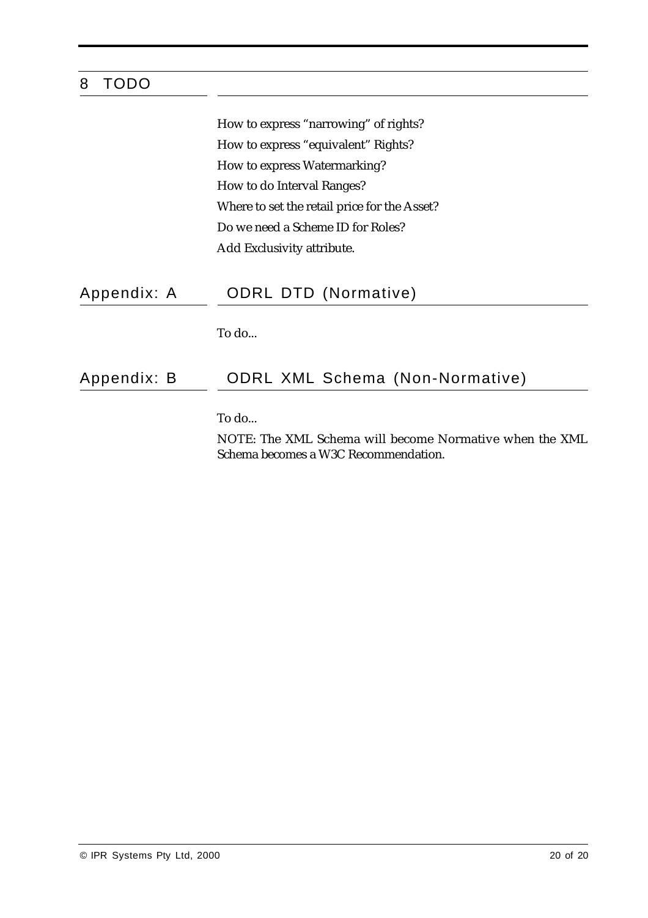# 8 TODO

How to express "narrowing" of rights?

How to express "equivalent" Rights?

How to express Watermarking?

How to do Interval Ranges?

Where to set the retail price for the Asset?

Do we need a Scheme ID for Roles?

Add Exclusivity attribute.

# Appendix: A ODRL DTD (Normative)

To do...

# Appendix: B ODRL XML Schema (Non-Normative)

To do...

NOTE: The XML Schema will become Normative when the XML Schema becomes a W3C Recommendation.